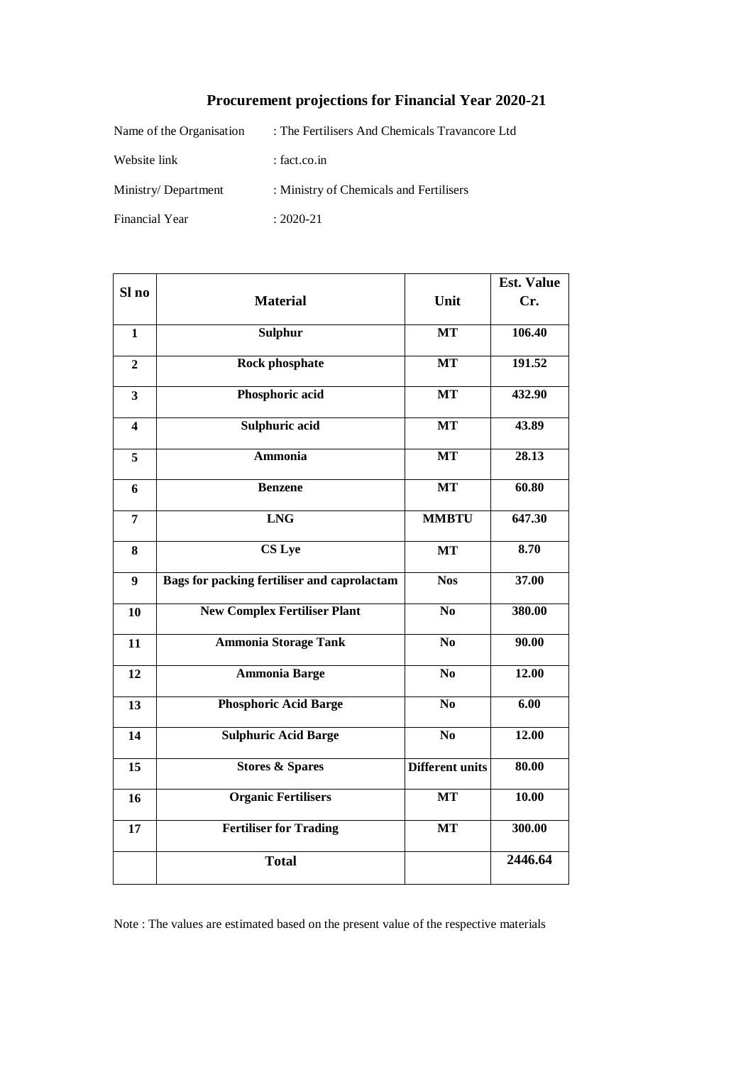# Procurement projections for Financial Year 2020-21

Name of the Organisation : The Fertilisers And Chemicals Travancore Ltd

Website link : fact.co.in

Ministry/ Department : Ministry of Chemicals and Fertilisers

Financial Year : 2020-21

| Sl no | Material | Unit | Est. Value Cr. |
|---|---|---|---|
| 1 | Sulphur | MT | 106.40 |
| 2 | Rock phosphate | MT | 191.52 |
| 3 | Phosphoric acid | MT | 432.90 |
| 4 | Sulphuric acid | MT | 43.89 |
| 5 | Ammonia | MT | 28.13 |
| 6 | Benzene | MT | 60.80 |
| 7 | LNG | MMBTU | 647.30 |
| 8 | CS Lye | MT | 8.70 |
| 9 | Bags for packing fertiliser and caprolactam | Nos | 37.00 |
| 10 | New Complex Fertiliser Plant | No | 380.00 |
| 11 | Ammonia Storage Tank | No | 90.00 |
| 12 | Ammonia Barge | No | 12.00 |
| 13 | Phosphoric Acid Barge | No | 6.00 |
| 14 | Sulphuric Acid Barge | No | 12.00 |
| 15 | Stores & Spares | Different units | 80.00 |
| 16 | Organic Fertilisers | MT | 10.00 |
| 17 | Fertiliser for Trading | MT | 300.00 |
| | **Total** | | **2446.64** |

Note : The values are estimated based on the present value of the respective materials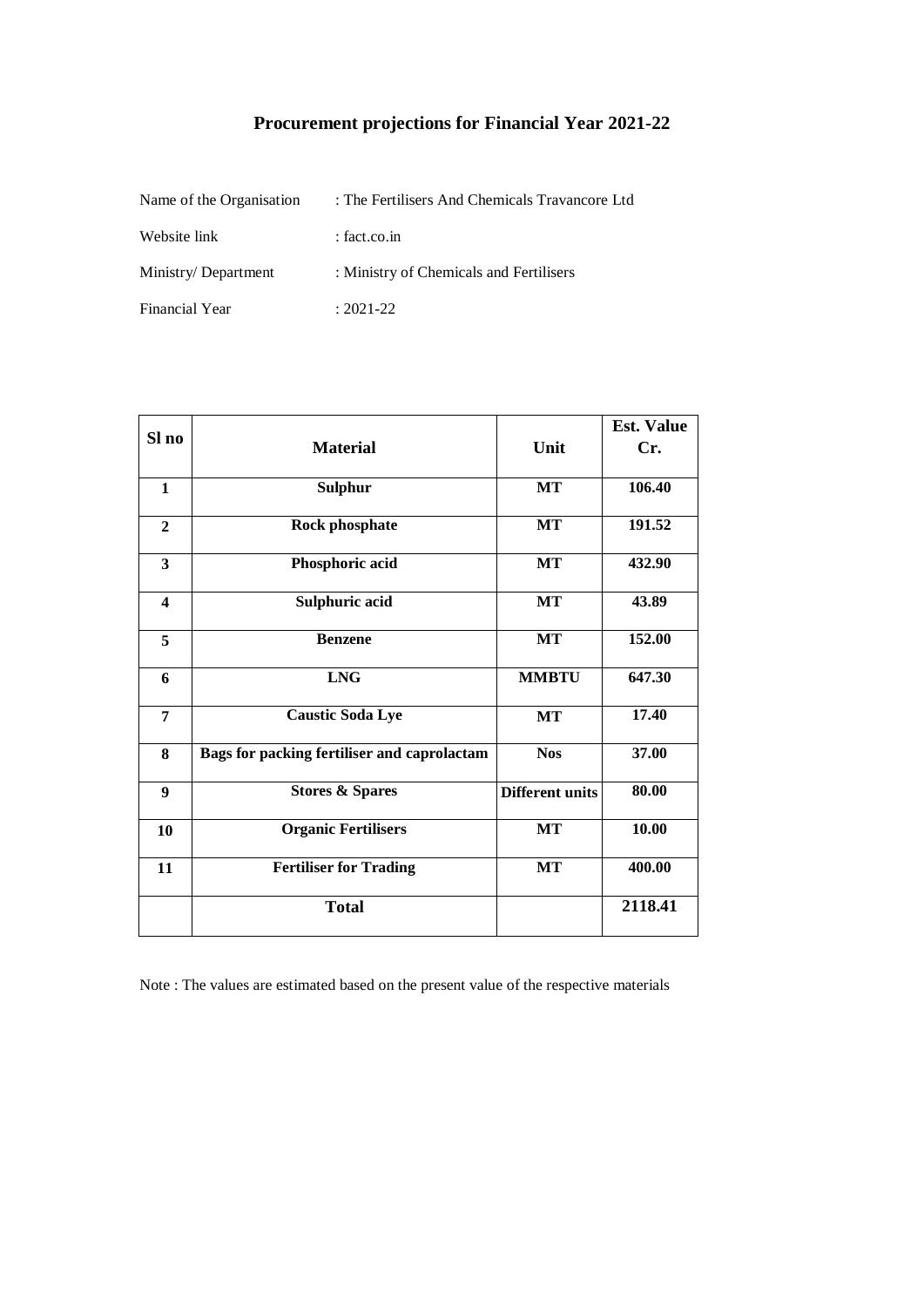# Procurement projections for Financial Year 2021-22

Name of the Organisation : The Fertilisers And Chemicals Travancore Ltd

Website link : fact.co.in

Ministry/ Department : Ministry of Chemicals and Fertilisers

Financial Year : 2021-22

| Sl no | Material | Unit | Est. Value Cr. |
|---|---|---|---|
| **1** | **Sulphur** | **MT** | **106.40** |
| **2** | **Rock phosphate** | **MT** | **191.52** |
| **3** | **Phosphoric acid** | **MT** | **432.90** |
| **4** | **Sulphuric acid** | **MT** | **43.89** |
| **5** | **Benzene** | **MT** | **152.00** |
| **6** | **LNG** | **MMBTU** | **647.30** |
| **7** | **Caustic Soda Lye** | **MT** | **17.40** |
| **8** | **Bags for packing fertiliser and caprolactam** | **Nos** | **37.00** |
| **9** | **Stores & Spares** | **Different units** | **80.00** |
| **10** | **Organic Fertilisers** | **MT** | **10.00** |
| **11** | **Fertiliser for Trading** | **MT** | **400.00** |
| | **Total** | | **2118.41** |

Note : The values are estimated based on the present value of the respective materials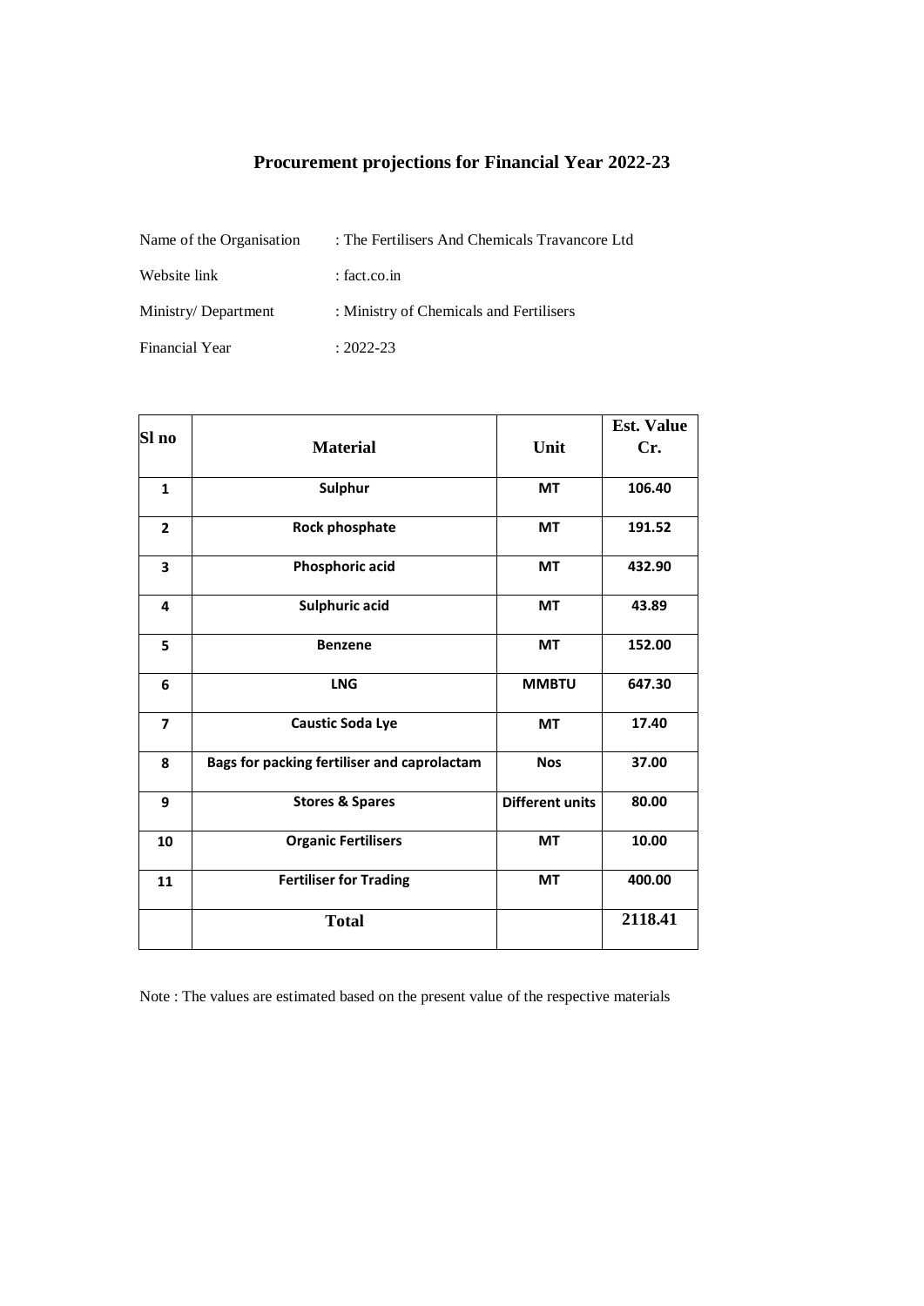# Procurement projections for Financial Year 2022-23

Name of the Organisation : The Fertilisers And Chemicals Travancore Ltd

Website link : fact.co.in

Ministry/ Department : Ministry of Chemicals and Fertilisers

Financial Year : 2022-23

| Sl no | Material | Unit | Est. Value Cr. |
|---|---|---|---|
| 1 | Sulphur | MT | 106.40 |
| 2 | Rock phosphate | MT | 191.52 |
| 3 | Phosphoric acid | MT | 432.90 |
| 4 | Sulphuric acid | MT | 43.89 |
| 5 | Benzene | MT | 152.00 |
| 6 | LNG | MMBTU | 647.30 |
| 7 | Caustic Soda Lye | MT | 17.40 |
| 8 | Bags for packing fertiliser and caprolactam | Nos | 37.00 |
| 9 | Stores & Spares | Different units | 80.00 |
| 10 | Organic Fertilisers | MT | 10.00 |
| 11 | Fertiliser for Trading | MT | 400.00 |
| | **Total** | | **2118.41** |

Note : The values are estimated based on the present value of the respective materials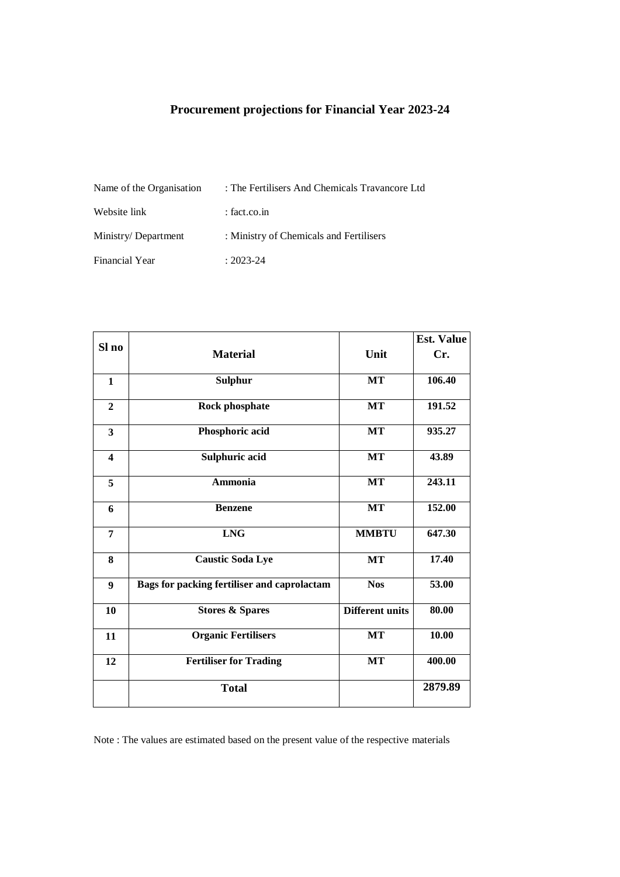# Procurement projections for Financial Year 2023-24

Name of the Organisation : The Fertilisers And Chemicals Travancore Ltd

Website link : fact.co.in

Ministry/ Department : Ministry of Chemicals and Fertilisers

Financial Year : 2023-24

| Sl no | Material | Unit | Est. Value Cr. |
|---|---|---|---|
| 1 | Sulphur | MT | 106.40 |
| 2 | Rock phosphate | MT | 191.52 |
| 3 | Phosphoric acid | MT | 935.27 |
| 4 | Sulphuric acid | MT | 43.89 |
| 5 | Ammonia | MT | 243.11 |
| 6 | Benzene | MT | 152.00 |
| 7 | LNG | MMBTU | 647.30 |
| 8 | Caustic Soda Lye | MT | 17.40 |
| 9 | Bags for packing fertiliser and caprolactam | Nos | 53.00 |
| 10 | Stores & Spares | Different units | 80.00 |
| 11 | Organic Fertilisers | MT | 10.00 |
| 12 | Fertiliser for Trading | MT | 400.00 |
| | **Total** | | **2879.89** |

Note : The values are estimated based on the present value of the respective materials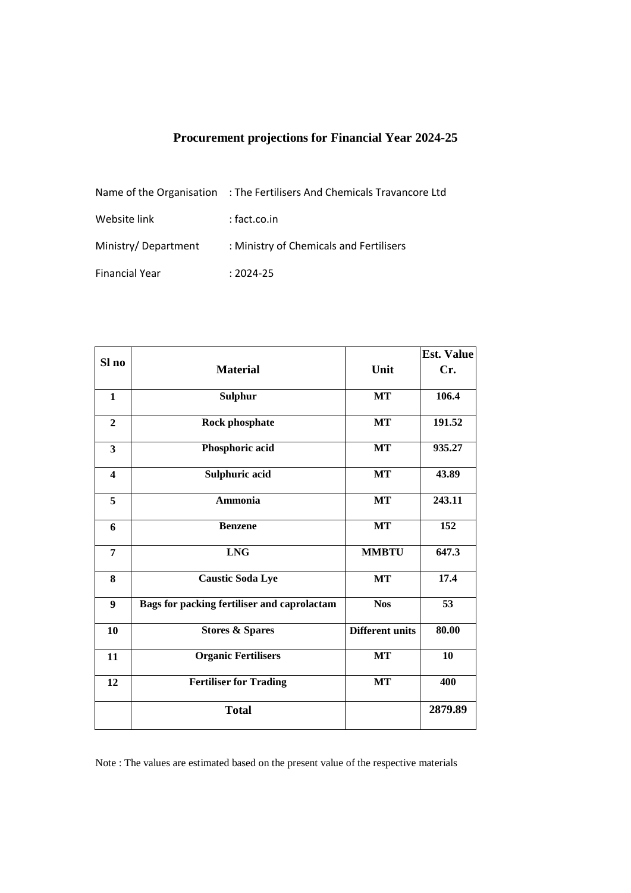# Procurement projections for Financial Year 2024-25

Name of the Organisation : The Fertilisers And Chemicals Travancore Ltd

Website link : fact.co.in

Ministry/ Department : Ministry of Chemicals and Fertilisers

Financial Year : 2024-25

| Sl no | Material | Unit | Est. Value Cr. |
|---|---|---|---|
| 1 | Sulphur | MT | 106.4 |
| 2 | Rock phosphate | MT | 191.52 |
| 3 | Phosphoric acid | MT | 935.27 |
| 4 | Sulphuric acid | MT | 43.89 |
| 5 | Ammonia | MT | 243.11 |
| 6 | Benzene | MT | 152 |
| 7 | LNG | MMBTU | 647.3 |
| 8 | Caustic Soda Lye | MT | 17.4 |
| 9 | Bags for packing fertiliser and caprolactam | Nos | 53 |
| 10 | Stores & Spares | Different units | 80.00 |
| 11 | Organic Fertilisers | MT | 10 |
| 12 | Fertiliser for Trading | MT | 400 |
| | **Total** | | **2879.89** |

Note : The values are estimated based on the present value of the respective materials